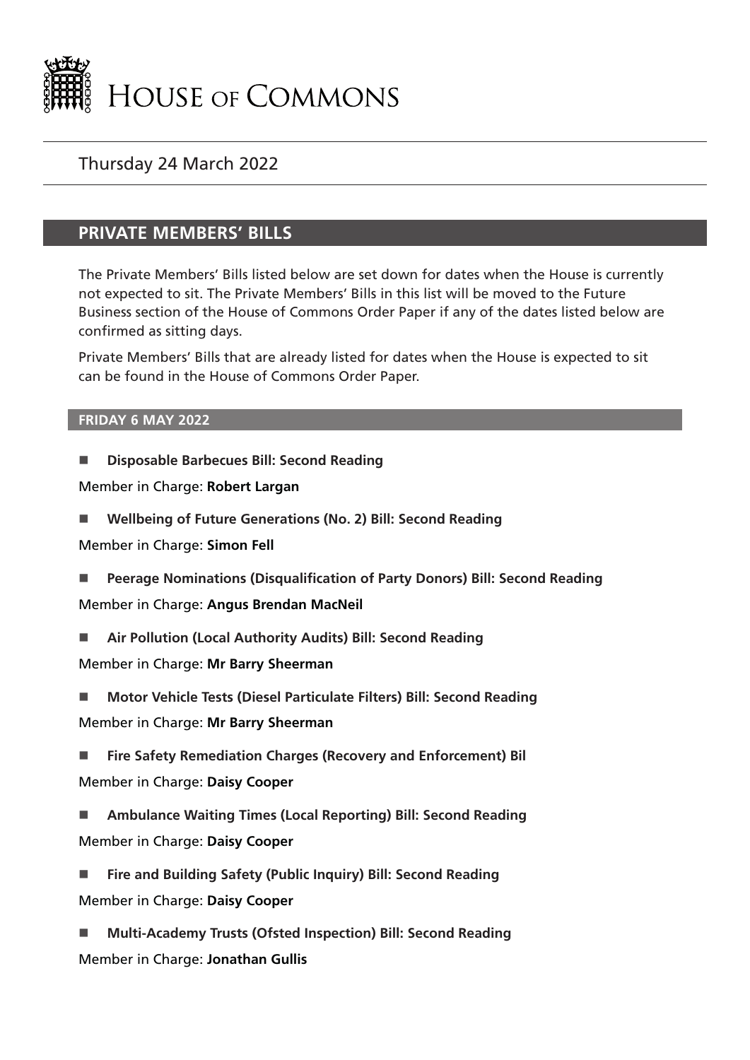# HOUSE OF COMMONS

Thursday 24 March 2022

## PRIVATE MEMBERS' BILLS

The Private Members' Bills listed below are set down for dates when the House is currently not expected to sit. The Private Members' Bills in this list will be moved to the Future Business section of the House of Commons Order Paper if any of the dates listed below are confirmed as sitting days.

Private Members' Bills that are already listed for dates when the House is expected to sit can be found in the House of Commons Order Paper.

### FRIDAY 6 MAY 2022

- **Disposable Barbecues Bill: Second Reading**

Member in Charge: **Robert Largan**

- **Wellbeing of Future Generations (No. 2) Bill: Second Reading**

Member in Charge: **Simon Fell**

- **Peerage Nominations (Disqualification of Party Donors) Bill: Second Reading**

Member in Charge: **Angus Brendan MacNeil**

- **Air Pollution (Local Authority Audits) Bill: Second Reading**

Member in Charge: **Mr Barry Sheerman**

- **Motor Vehicle Tests (Diesel Particulate Filters) Bill: Second Reading**

Member in Charge: **Mr Barry Sheerman**

- **Fire Safety Remediation Charges (Recovery and Enforcement) Bil**

Member in Charge: **Daisy Cooper**

- **Ambulance Waiting Times (Local Reporting) Bill: Second Reading**

Member in Charge: **Daisy Cooper**

- **Fire and Building Safety (Public Inquiry) Bill: Second Reading**

Member in Charge: **Daisy Cooper**

- **Multi-Academy Trusts (Ofsted Inspection) Bill: Second Reading**

Member in Charge: **Jonathan Gullis**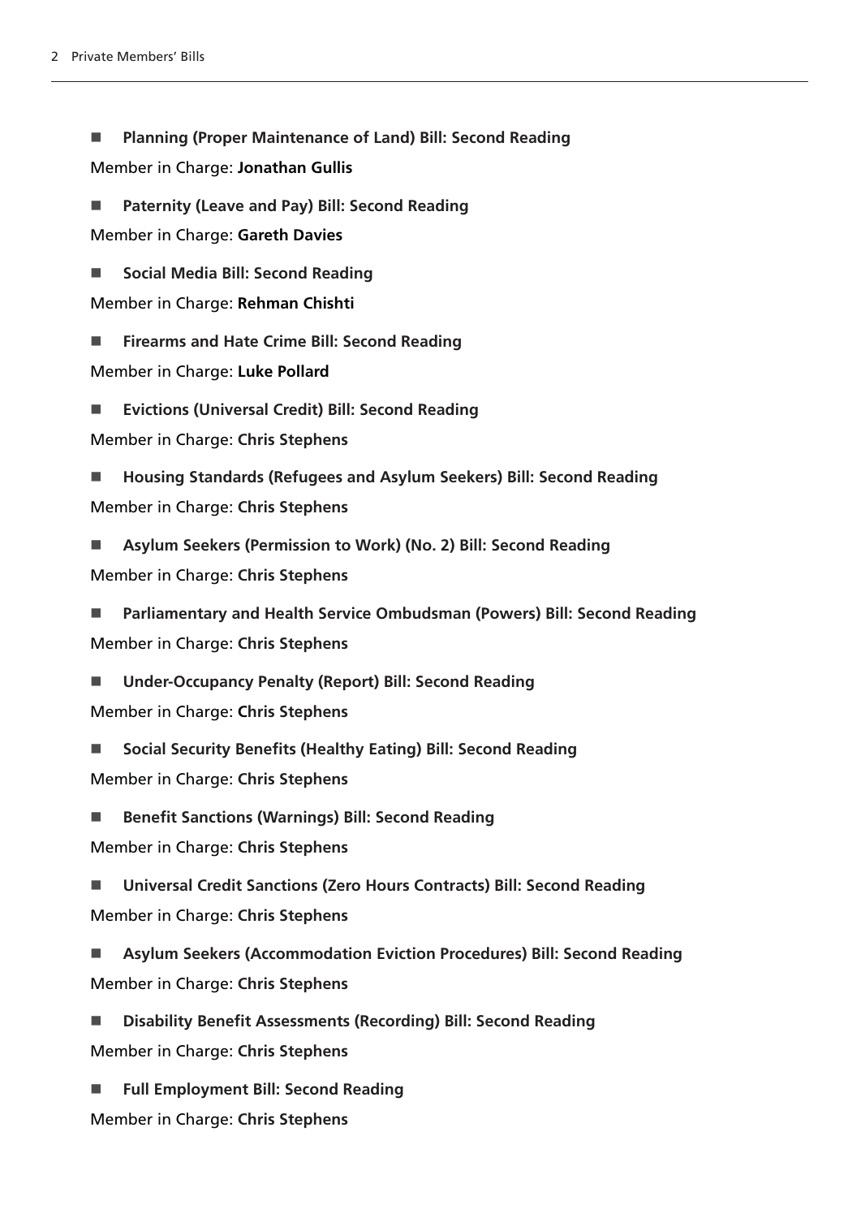- **Planning (Proper Maintenance of Land) Bill: Second Reading**

  Member in Charge: **Jonathan Gullis**

- **Paternity (Leave and Pay) Bill: Second Reading**

  Member in Charge: **Gareth Davies**

- **Social Media Bill: Second Reading**

  Member in Charge: **Rehman Chishti**

- **Firearms and Hate Crime Bill: Second Reading**

  Member in Charge: **Luke Pollard**

- **Evictions (Universal Credit) Bill: Second Reading**

  Member in Charge: **Chris Stephens**

- **Housing Standards (Refugees and Asylum Seekers) Bill: Second Reading**

  Member in Charge: **Chris Stephens**

- **Asylum Seekers (Permission to Work) (No. 2) Bill: Second Reading**

  Member in Charge: **Chris Stephens**

- **Parliamentary and Health Service Ombudsman (Powers) Bill: Second Reading**

  Member in Charge: **Chris Stephens**

- **Under-Occupancy Penalty (Report) Bill: Second Reading**

  Member in Charge: **Chris Stephens**

- **Social Security Benefits (Healthy Eating) Bill: Second Reading**

  Member in Charge: **Chris Stephens**

- **Benefit Sanctions (Warnings) Bill: Second Reading**

  Member in Charge: **Chris Stephens**

- **Universal Credit Sanctions (Zero Hours Contracts) Bill: Second Reading**

  Member in Charge: **Chris Stephens**

- **Asylum Seekers (Accommodation Eviction Procedures) Bill: Second Reading**

  Member in Charge: **Chris Stephens**

- **Disability Benefit Assessments (Recording) Bill: Second Reading**

  Member in Charge: **Chris Stephens**

- **Full Employment Bill: Second Reading**

  Member in Charge: **Chris Stephens**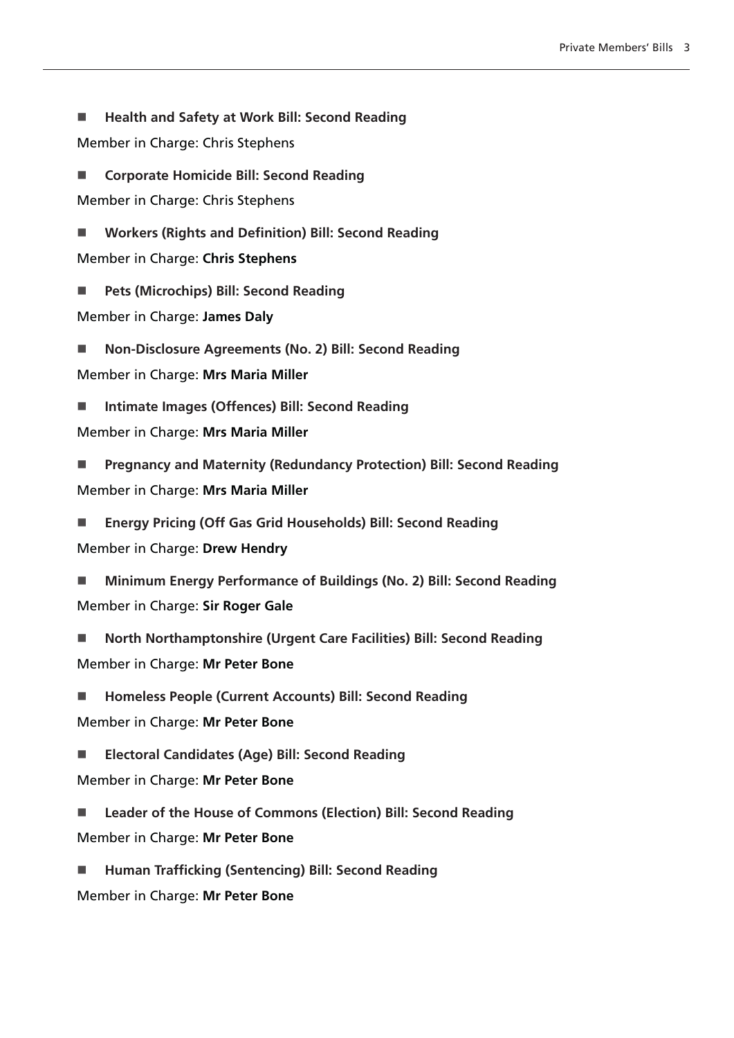- **Health and Safety at Work Bill: Second Reading**

Member in Charge: Chris Stephens

- **Corporate Homicide Bill: Second Reading**

Member in Charge: Chris Stephens

- **Workers (Rights and Definition) Bill: Second Reading**

Member in Charge: **Chris Stephens**

- **Pets (Microchips) Bill: Second Reading**

Member in Charge: **James Daly**

- **Non-Disclosure Agreements (No. 2) Bill: Second Reading**

Member in Charge: **Mrs Maria Miller**

- **Intimate Images (Offences) Bill: Second Reading**

Member in Charge: **Mrs Maria Miller**

- **Pregnancy and Maternity (Redundancy Protection) Bill: Second Reading**

Member in Charge: **Mrs Maria Miller**

- **Energy Pricing (Off Gas Grid Households) Bill: Second Reading**

Member in Charge: **Drew Hendry**

- **Minimum Energy Performance of Buildings (No. 2) Bill: Second Reading**

Member in Charge: **Sir Roger Gale**

- **North Northamptonshire (Urgent Care Facilities) Bill: Second Reading**

Member in Charge: **Mr Peter Bone**

- **Homeless People (Current Accounts) Bill: Second Reading**

Member in Charge: **Mr Peter Bone**

- **Electoral Candidates (Age) Bill: Second Reading**

Member in Charge: **Mr Peter Bone**

- **Leader of the House of Commons (Election) Bill: Second Reading**

Member in Charge: **Mr Peter Bone**

- **Human Trafficking (Sentencing) Bill: Second Reading**

Member in Charge: **Mr Peter Bone**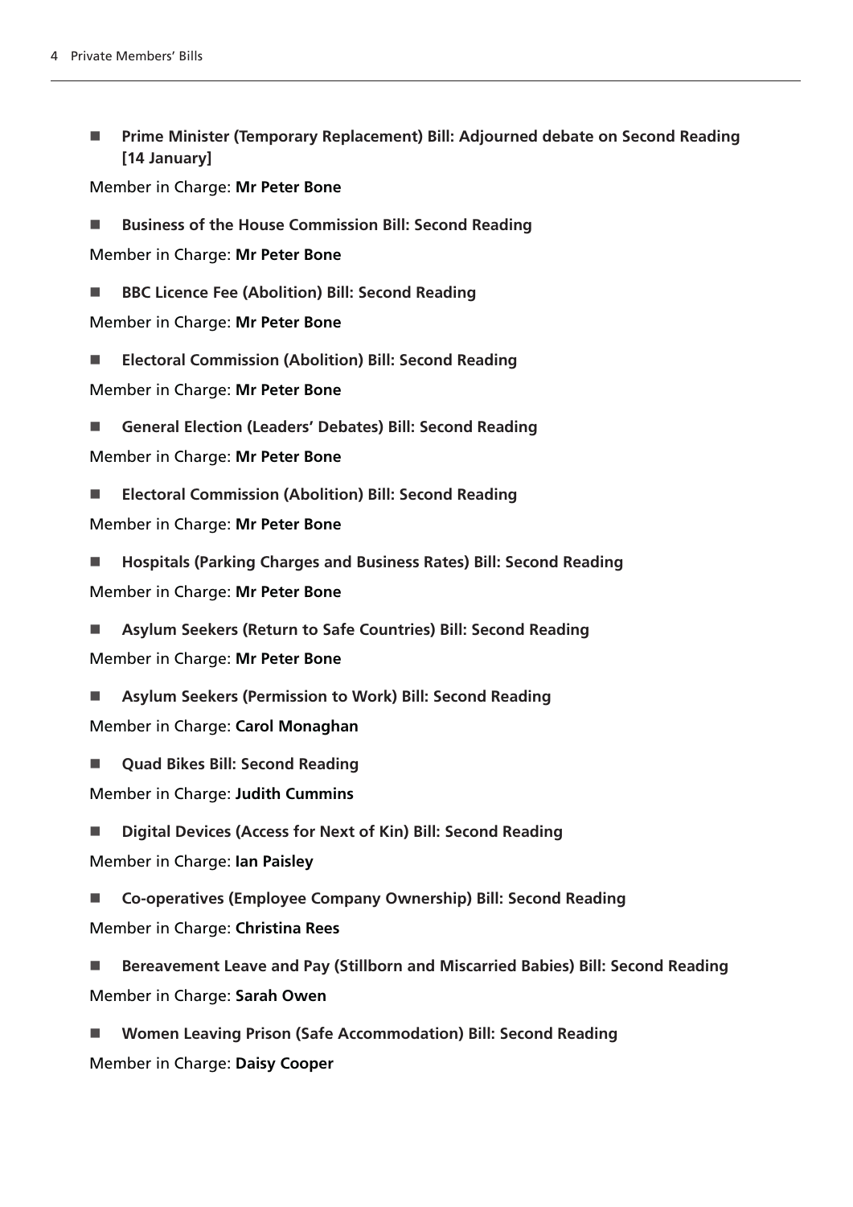- **Prime Minister (Temporary Replacement) Bill: Adjourned debate on Second Reading [14 January]**

Member in Charge: **Mr Peter Bone**

- **Business of the House Commission Bill: Second Reading**

Member in Charge: **Mr Peter Bone**

- **BBC Licence Fee (Abolition) Bill: Second Reading**

Member in Charge: **Mr Peter Bone**

- **Electoral Commission (Abolition) Bill: Second Reading**

Member in Charge: **Mr Peter Bone**

- **General Election (Leaders' Debates) Bill: Second Reading**

Member in Charge: **Mr Peter Bone**

- **Electoral Commission (Abolition) Bill: Second Reading**

Member in Charge: **Mr Peter Bone**

- **Hospitals (Parking Charges and Business Rates) Bill: Second Reading**

Member in Charge: **Mr Peter Bone**

- **Asylum Seekers (Return to Safe Countries) Bill: Second Reading**

Member in Charge: **Mr Peter Bone**

- **Asylum Seekers (Permission to Work) Bill: Second Reading**

Member in Charge: **Carol Monaghan**

- **Quad Bikes Bill: Second Reading**

Member in Charge: **Judith Cummins**

- **Digital Devices (Access for Next of Kin) Bill: Second Reading**

Member in Charge: **Ian Paisley**

- **Co-operatives (Employee Company Ownership) Bill: Second Reading**

Member in Charge: **Christina Rees**

- **Bereavement Leave and Pay (Stillborn and Miscarried Babies) Bill: Second Reading**

Member in Charge: **Sarah Owen**

- **Women Leaving Prison (Safe Accommodation) Bill: Second Reading**

Member in Charge: **Daisy Cooper**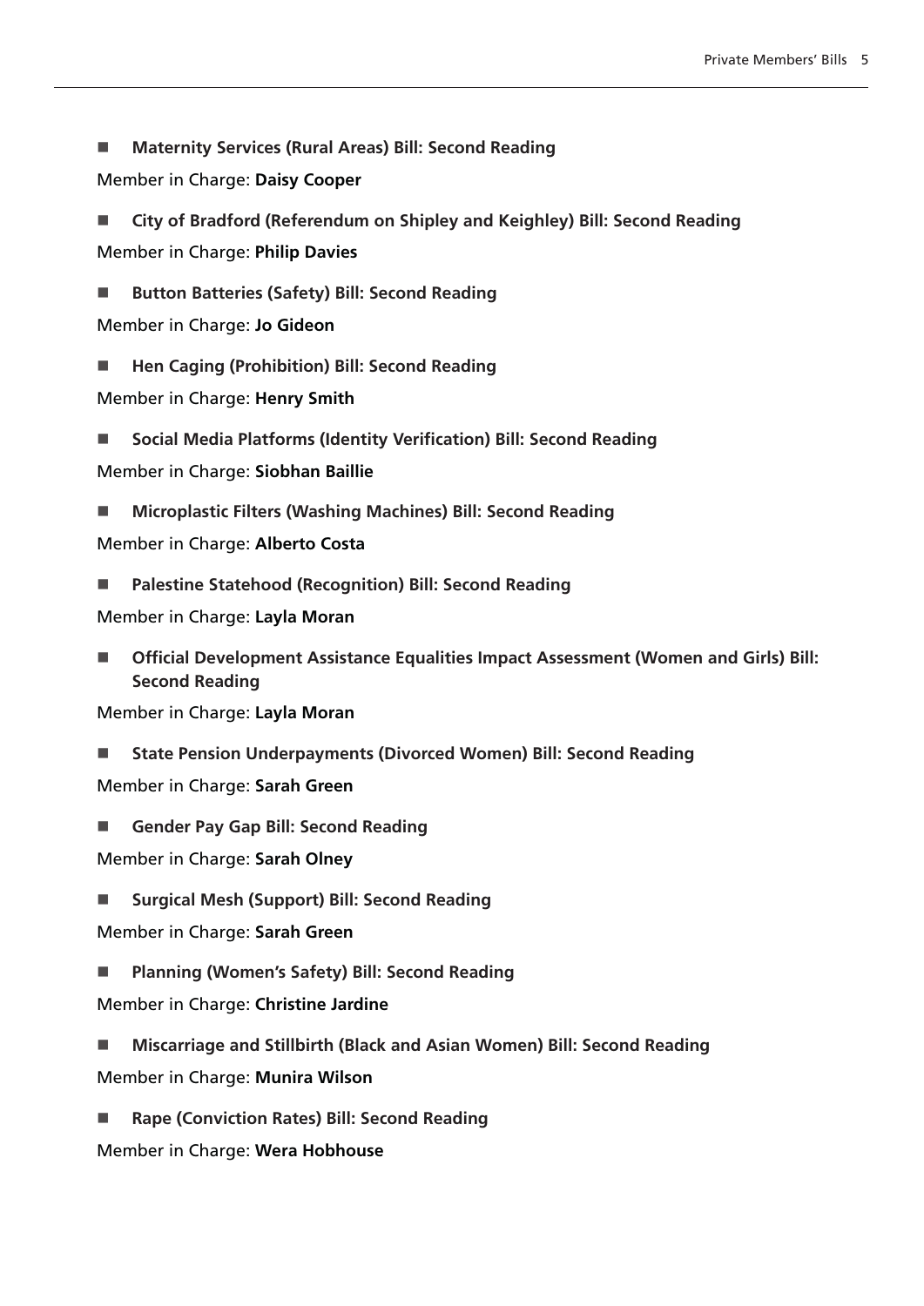- **Maternity Services (Rural Areas) Bill: Second Reading**

Member in Charge: **Daisy Cooper**

- **City of Bradford (Referendum on Shipley and Keighley) Bill: Second Reading**

Member in Charge: **Philip Davies**

- **Button Batteries (Safety) Bill: Second Reading**

Member in Charge: **Jo Gideon**

- **Hen Caging (Prohibition) Bill: Second Reading**

Member in Charge: **Henry Smith**

- **Social Media Platforms (Identity Verification) Bill: Second Reading**

Member in Charge: **Siobhan Baillie**

- **Microplastic Filters (Washing Machines) Bill: Second Reading**

Member in Charge: **Alberto Costa**

- **Palestine Statehood (Recognition) Bill: Second Reading**

Member in Charge: **Layla Moran**

- **Official Development Assistance Equalities Impact Assessment (Women and Girls) Bill: Second Reading**

Member in Charge: **Layla Moran**

- **State Pension Underpayments (Divorced Women) Bill: Second Reading**

Member in Charge: **Sarah Green**

- **Gender Pay Gap Bill: Second Reading**

Member in Charge: **Sarah Olney**

- **Surgical Mesh (Support) Bill: Second Reading**

Member in Charge: **Sarah Green**

- **Planning (Women's Safety) Bill: Second Reading**

Member in Charge: **Christine Jardine**

- **Miscarriage and Stillbirth (Black and Asian Women) Bill: Second Reading**

Member in Charge: **Munira Wilson**

- **Rape (Conviction Rates) Bill: Second Reading**

Member in Charge: **Wera Hobhouse**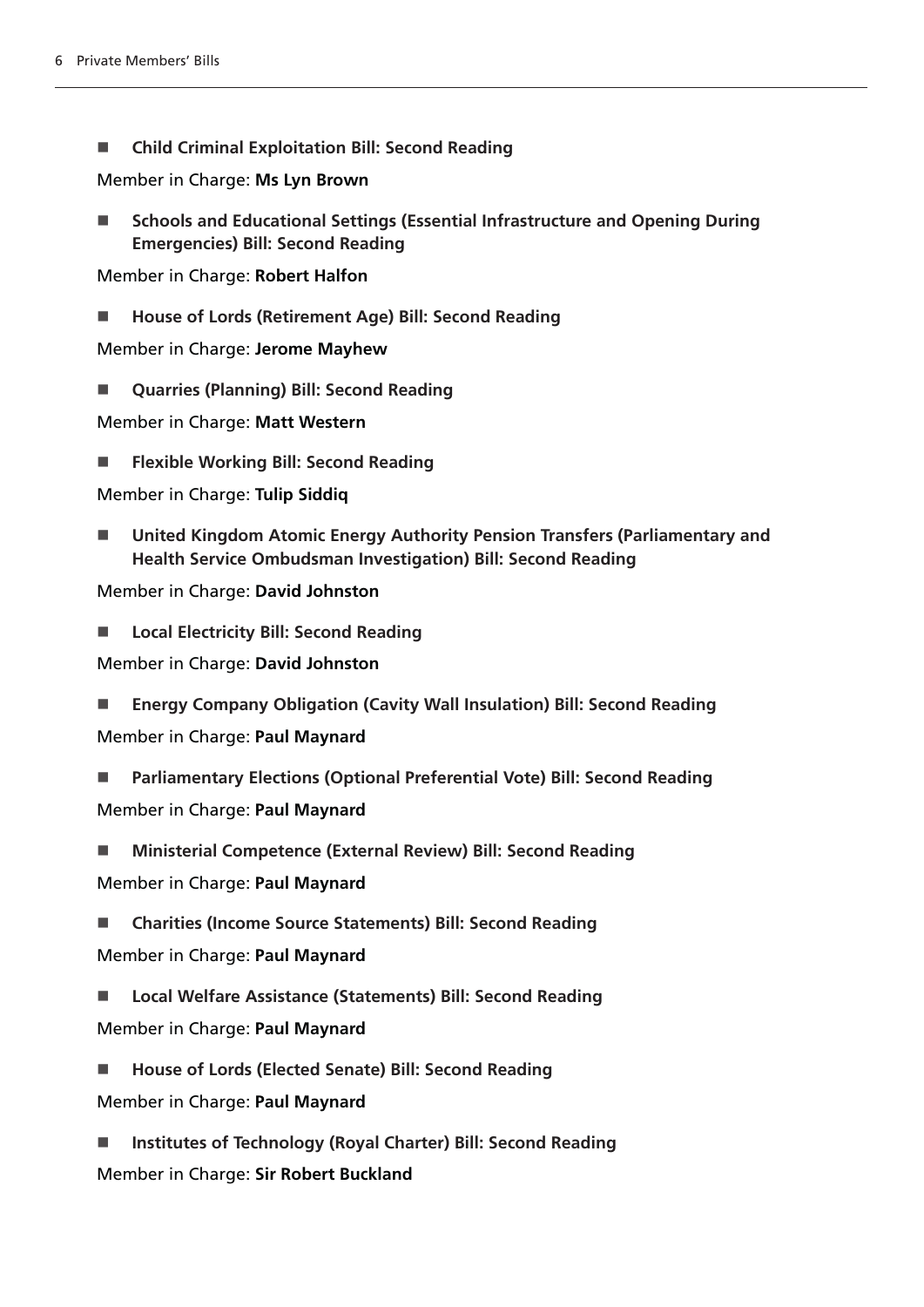- **Child Criminal Exploitation Bill: Second Reading**

Member in Charge: **Ms Lyn Brown**

- **Schools and Educational Settings (Essential Infrastructure and Opening During Emergencies) Bill: Second Reading**

Member in Charge: **Robert Halfon**

- **House of Lords (Retirement Age) Bill: Second Reading**

Member in Charge: **Jerome Mayhew**

- **Quarries (Planning) Bill: Second Reading**

Member in Charge: **Matt Western**

- **Flexible Working Bill: Second Reading**

Member in Charge: **Tulip Siddiq**

- **United Kingdom Atomic Energy Authority Pension Transfers (Parliamentary and Health Service Ombudsman Investigation) Bill: Second Reading**

Member in Charge: **David Johnston**

- **Local Electricity Bill: Second Reading**

Member in Charge: **David Johnston**

- **Energy Company Obligation (Cavity Wall Insulation) Bill: Second Reading**

Member in Charge: **Paul Maynard**

- **Parliamentary Elections (Optional Preferential Vote) Bill: Second Reading**

Member in Charge: **Paul Maynard**

- **Ministerial Competence (External Review) Bill: Second Reading**

Member in Charge: **Paul Maynard**

- **Charities (Income Source Statements) Bill: Second Reading**

Member in Charge: **Paul Maynard**

- **Local Welfare Assistance (Statements) Bill: Second Reading**

Member in Charge: **Paul Maynard**

- **House of Lords (Elected Senate) Bill: Second Reading**

Member in Charge: **Paul Maynard**

- **Institutes of Technology (Royal Charter) Bill: Second Reading**

Member in Charge: **Sir Robert Buckland**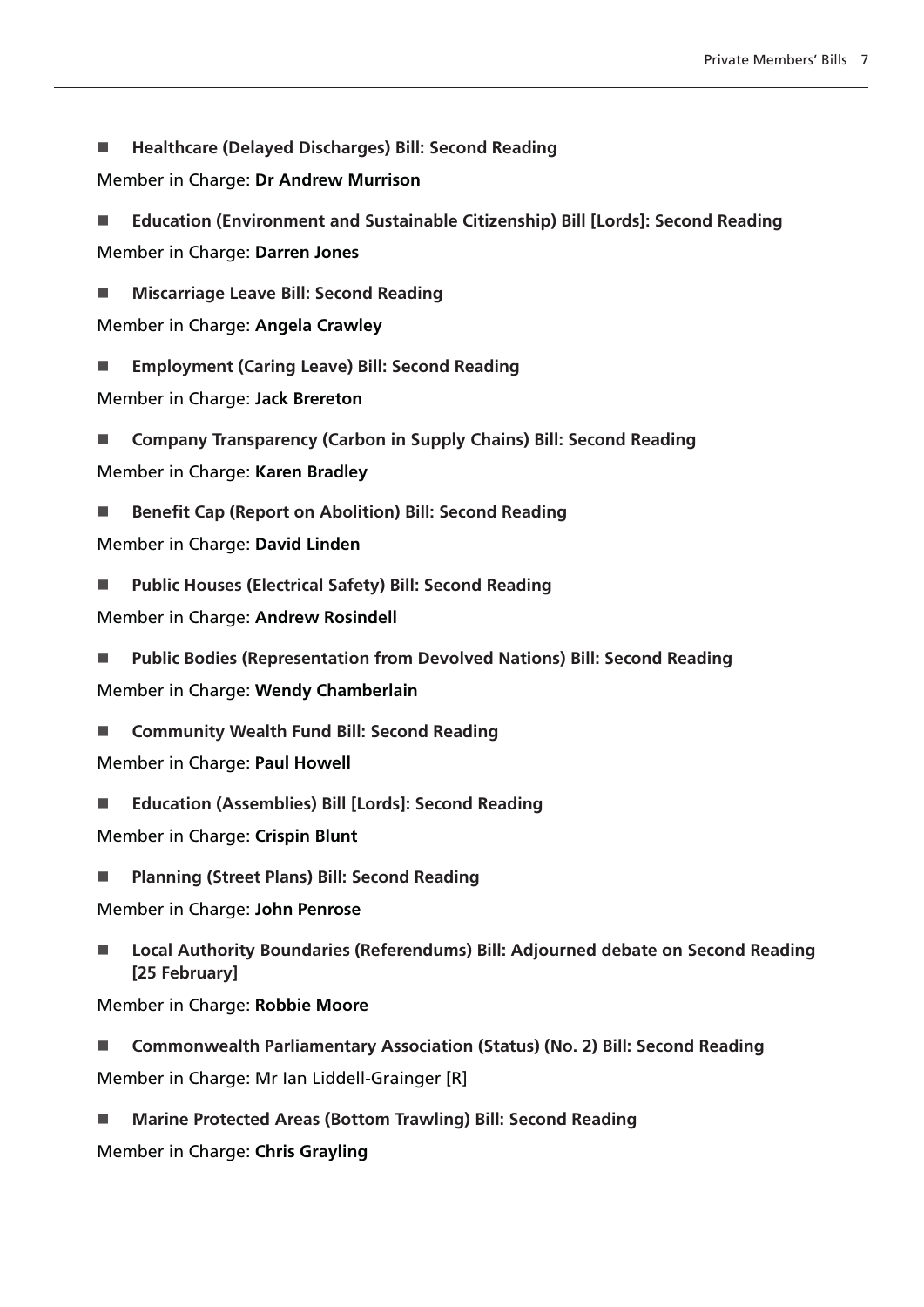- **Healthcare (Delayed Discharges) Bill: Second Reading**

Member in Charge: **Dr Andrew Murrison**

- **Education (Environment and Sustainable Citizenship) Bill [Lords]: Second Reading**

Member in Charge: **Darren Jones**

- **Miscarriage Leave Bill: Second Reading**

Member in Charge: **Angela Crawley**

- **Employment (Caring Leave) Bill: Second Reading**

Member in Charge: **Jack Brereton**

- **Company Transparency (Carbon in Supply Chains) Bill: Second Reading**

Member in Charge: **Karen Bradley**

- **Benefit Cap (Report on Abolition) Bill: Second Reading**

Member in Charge: **David Linden**

- **Public Houses (Electrical Safety) Bill: Second Reading**

Member in Charge: **Andrew Rosindell**

- **Public Bodies (Representation from Devolved Nations) Bill: Second Reading**

Member in Charge: **Wendy Chamberlain**

- **Community Wealth Fund Bill: Second Reading**

Member in Charge: **Paul Howell**

- **Education (Assemblies) Bill [Lords]: Second Reading**

Member in Charge: **Crispin Blunt**

- **Planning (Street Plans) Bill: Second Reading**

Member in Charge: **John Penrose**

- **Local Authority Boundaries (Referendums) Bill: Adjourned debate on Second Reading [25 February]**

Member in Charge: **Robbie Moore**

- **Commonwealth Parliamentary Association (Status) (No. 2) Bill: Second Reading**

Member in Charge: Mr Ian Liddell-Grainger [R]

- **Marine Protected Areas (Bottom Trawling) Bill: Second Reading**

Member in Charge: **Chris Grayling**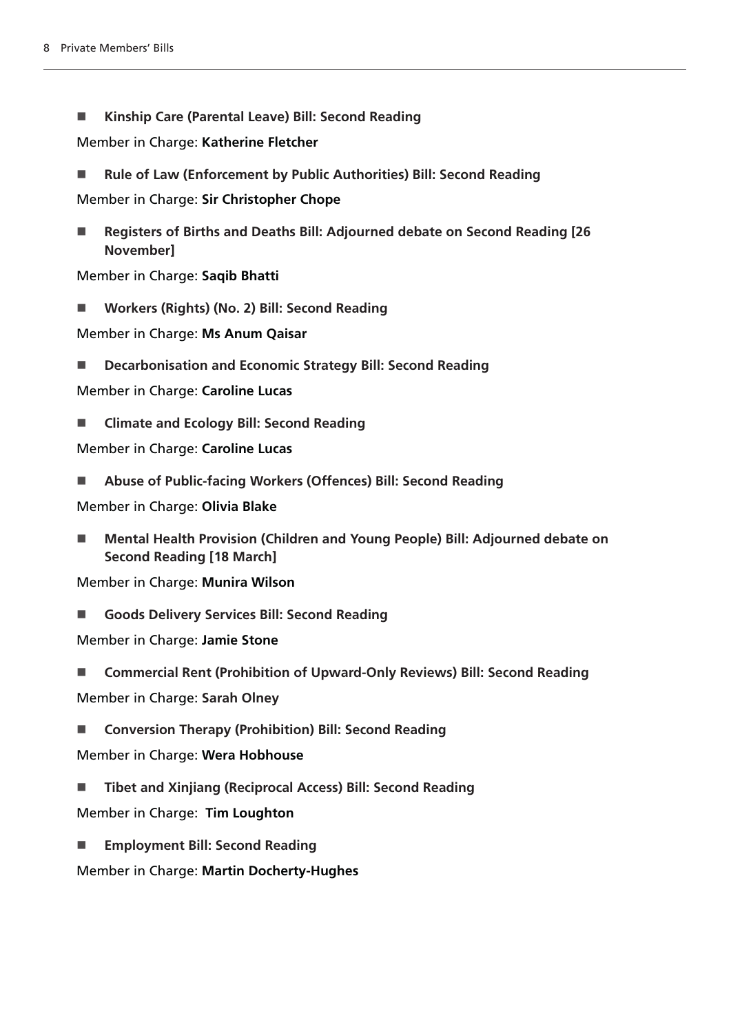- **Kinship Care (Parental Leave) Bill: Second Reading**

Member in Charge: **Katherine Fletcher**

- **Rule of Law (Enforcement by Public Authorities) Bill: Second Reading**

Member in Charge: **Sir Christopher Chope**

- **Registers of Births and Deaths Bill: Adjourned debate on Second Reading [26 November]**

Member in Charge: **Saqib Bhatti**

- **Workers (Rights) (No. 2) Bill: Second Reading**

Member in Charge: **Ms Anum Qaisar**

- **Decarbonisation and Economic Strategy Bill: Second Reading**

Member in Charge: **Caroline Lucas**

- **Climate and Ecology Bill: Second Reading**

Member in Charge: **Caroline Lucas**

- **Abuse of Public-facing Workers (Offences) Bill: Second Reading**

Member in Charge: **Olivia Blake**

- **Mental Health Provision (Children and Young People) Bill: Adjourned debate on Second Reading [18 March]**

Member in Charge: **Munira Wilson**

- **Goods Delivery Services Bill: Second Reading**

Member in Charge: **Jamie Stone**

- **Commercial Rent (Prohibition of Upward-Only Reviews) Bill: Second Reading**

Member in Charge: **Sarah Olney**

- **Conversion Therapy (Prohibition) Bill: Second Reading**

Member in Charge: **Wera Hobhouse**

- **Tibet and Xinjiang (Reciprocal Access) Bill: Second Reading**

Member in Charge: **Tim Loughton**

- **Employment Bill: Second Reading**

Member in Charge: **Martin Docherty-Hughes**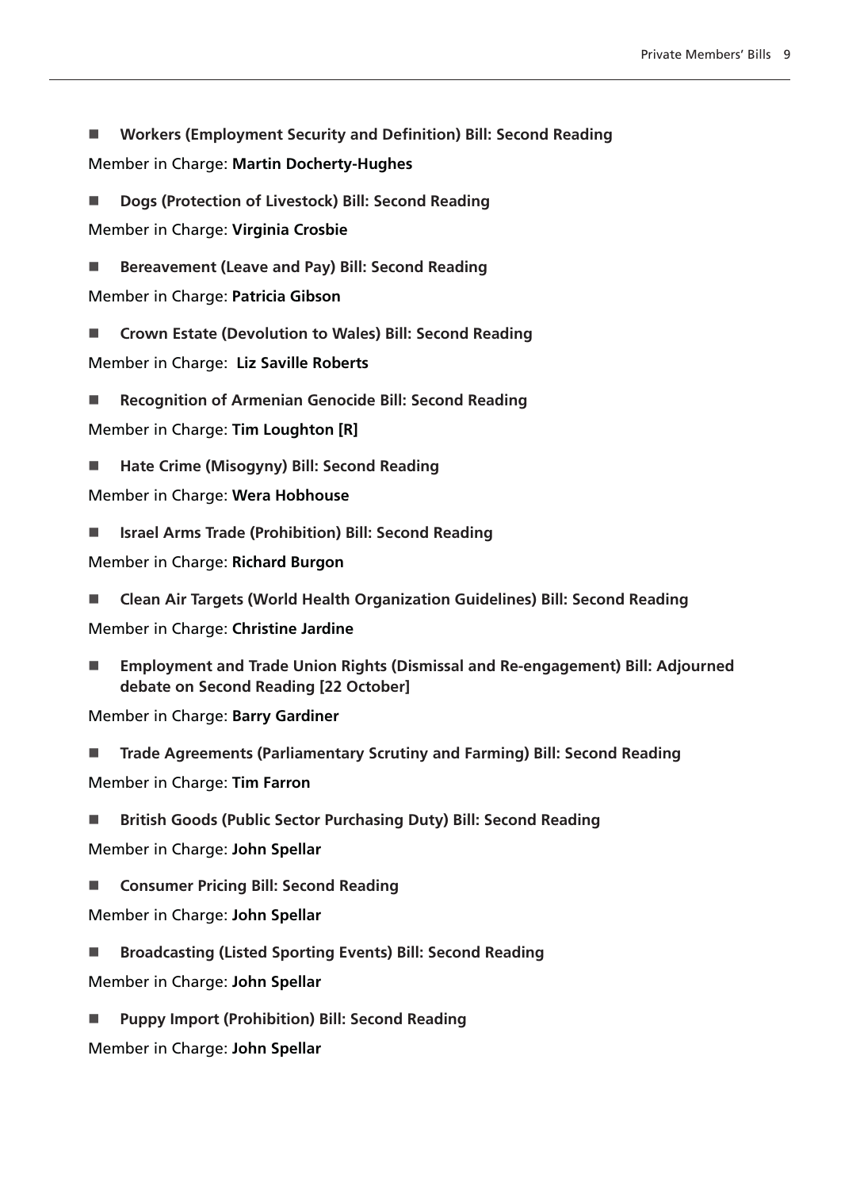- **Workers (Employment Security and Definition) Bill: Second Reading**

Member in Charge: **Martin Docherty-Hughes**

- **Dogs (Protection of Livestock) Bill: Second Reading**

Member in Charge: **Virginia Crosbie**

- **Bereavement (Leave and Pay) Bill: Second Reading**

Member in Charge: **Patricia Gibson**

- **Crown Estate (Devolution to Wales) Bill: Second Reading**

Member in Charge: **Liz Saville Roberts**

- **Recognition of Armenian Genocide Bill: Second Reading**

Member in Charge: **Tim Loughton [R]**

- **Hate Crime (Misogyny) Bill: Second Reading**

Member in Charge: **Wera Hobhouse**

- **Israel Arms Trade (Prohibition) Bill: Second Reading**

Member in Charge: **Richard Burgon**

- **Clean Air Targets (World Health Organization Guidelines) Bill: Second Reading**

Member in Charge: **Christine Jardine**

- **Employment and Trade Union Rights (Dismissal and Re-engagement) Bill: Adjourned debate on Second Reading [22 October]**

Member in Charge: **Barry Gardiner**

- **Trade Agreements (Parliamentary Scrutiny and Farming) Bill: Second Reading**

Member in Charge: **Tim Farron**

- **British Goods (Public Sector Purchasing Duty) Bill: Second Reading**

Member in Charge: **John Spellar**

- **Consumer Pricing Bill: Second Reading**

Member in Charge: **John Spellar**

- **Broadcasting (Listed Sporting Events) Bill: Second Reading**

Member in Charge: **John Spellar**

- **Puppy Import (Prohibition) Bill: Second Reading**

Member in Charge: **John Spellar**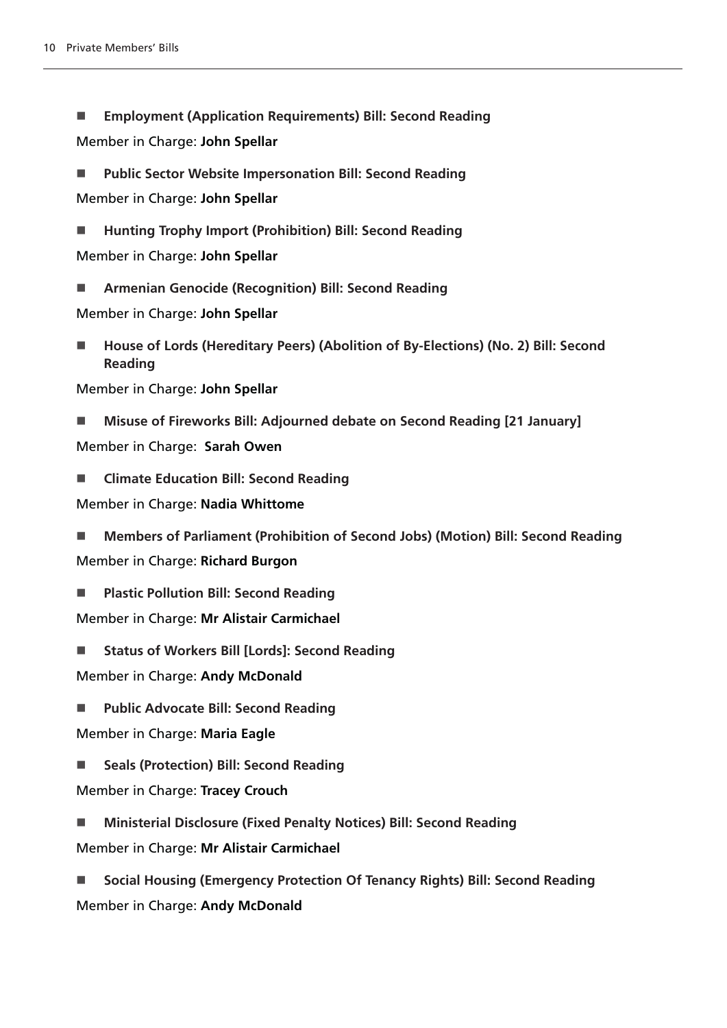- **Employment (Application Requirements) Bill: Second Reading**

Member in Charge: **John Spellar**

- **Public Sector Website Impersonation Bill: Second Reading**

Member in Charge: **John Spellar**

- **Hunting Trophy Import (Prohibition) Bill: Second Reading**

Member in Charge: **John Spellar**

- **Armenian Genocide (Recognition) Bill: Second Reading**

Member in Charge: **John Spellar**

- **House of Lords (Hereditary Peers) (Abolition of By-Elections) (No. 2) Bill: Second Reading**

Member in Charge: **John Spellar**

- **Misuse of Fireworks Bill: Adjourned debate on Second Reading [21 January]**

Member in Charge: **Sarah Owen**

- **Climate Education Bill: Second Reading**

Member in Charge: **Nadia Whittome**

- **Members of Parliament (Prohibition of Second Jobs) (Motion) Bill: Second Reading**

Member in Charge: **Richard Burgon**

- **Plastic Pollution Bill: Second Reading**

Member in Charge: **Mr Alistair Carmichael**

- **Status of Workers Bill [Lords]: Second Reading**

Member in Charge: **Andy McDonald**

- **Public Advocate Bill: Second Reading**

Member in Charge: **Maria Eagle**

- **Seals (Protection) Bill: Second Reading**

Member in Charge: **Tracey Crouch**

- **Ministerial Disclosure (Fixed Penalty Notices) Bill: Second Reading**

Member in Charge: **Mr Alistair Carmichael**

- **Social Housing (Emergency Protection Of Tenancy Rights) Bill: Second Reading**

Member in Charge: **Andy McDonald**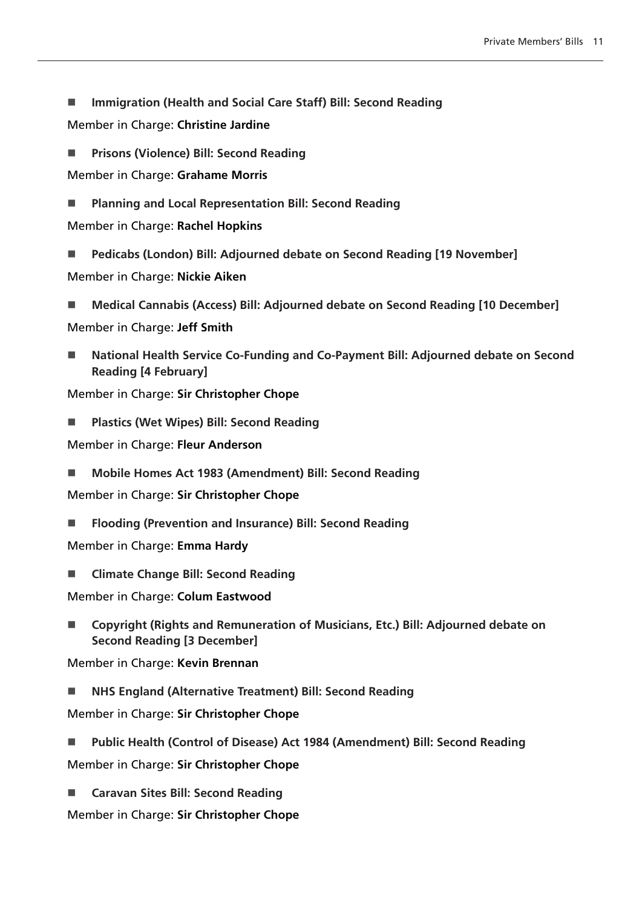- **Immigration (Health and Social Care Staff) Bill: Second Reading**

Member in Charge: **Christine Jardine**

- **Prisons (Violence) Bill: Second Reading**

Member in Charge: **Grahame Morris**

- **Planning and Local Representation Bill: Second Reading**

Member in Charge: **Rachel Hopkins**

- **Pedicabs (London) Bill: Adjourned debate on Second Reading [19 November]**

Member in Charge: **Nickie Aiken**

- **Medical Cannabis (Access) Bill: Adjourned debate on Second Reading [10 December]**

Member in Charge: **Jeff Smith**

- **National Health Service Co-Funding and Co-Payment Bill: Adjourned debate on Second Reading [4 February]**

Member in Charge: **Sir Christopher Chope**

- **Plastics (Wet Wipes) Bill: Second Reading**

Member in Charge: **Fleur Anderson**

- **Mobile Homes Act 1983 (Amendment) Bill: Second Reading**

Member in Charge: **Sir Christopher Chope**

- **Flooding (Prevention and Insurance) Bill: Second Reading**

Member in Charge: **Emma Hardy**

- **Climate Change Bill: Second Reading**

Member in Charge: **Colum Eastwood**

- **Copyright (Rights and Remuneration of Musicians, Etc.) Bill: Adjourned debate on Second Reading [3 December]**

Member in Charge: **Kevin Brennan**

- **NHS England (Alternative Treatment) Bill: Second Reading**

Member in Charge: **Sir Christopher Chope**

- **Public Health (Control of Disease) Act 1984 (Amendment) Bill: Second Reading**

Member in Charge: **Sir Christopher Chope**

- **Caravan Sites Bill: Second Reading**

Member in Charge: **Sir Christopher Chope**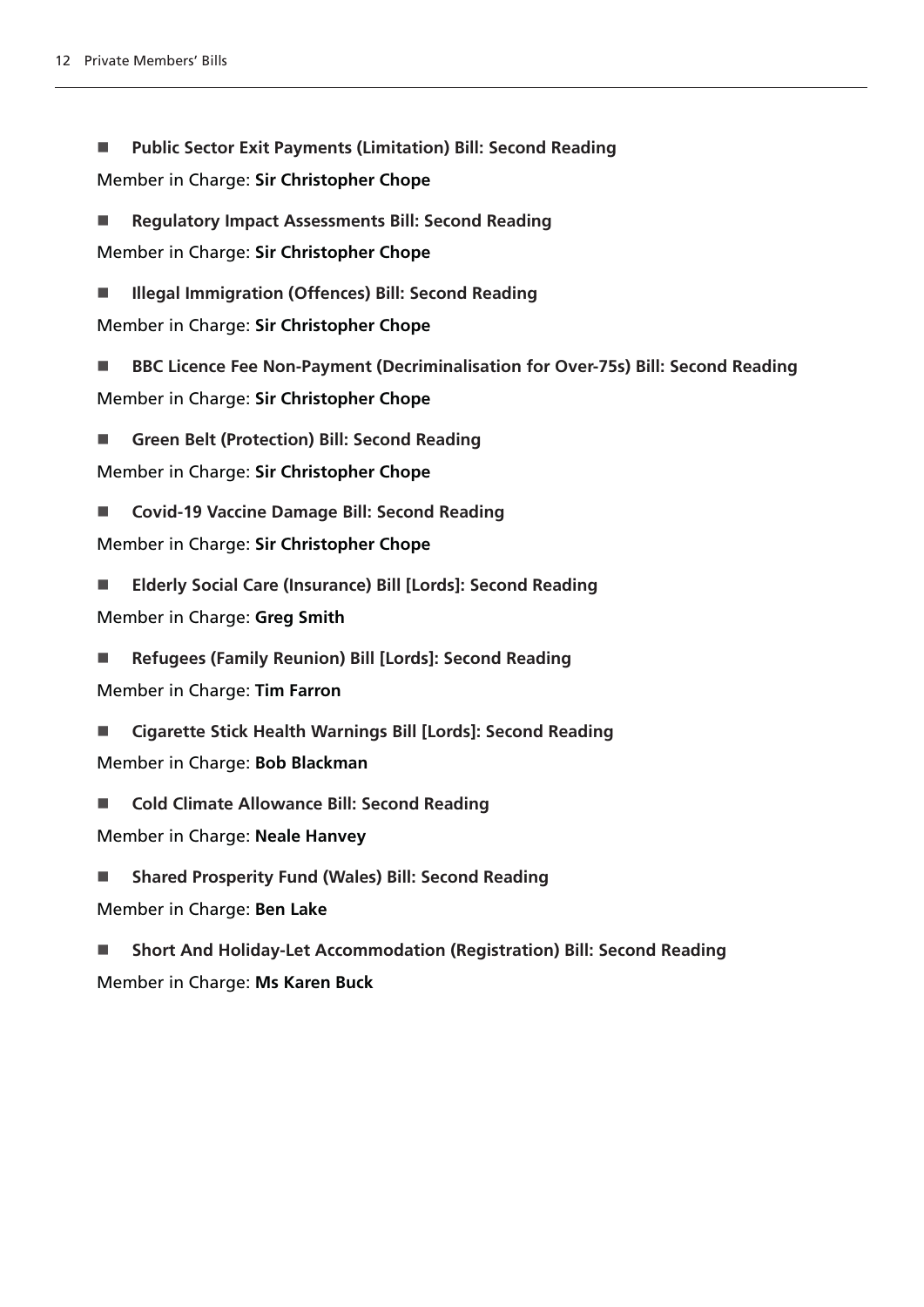- **Public Sector Exit Payments (Limitation) Bill: Second Reading**

Member in Charge: **Sir Christopher Chope**

- **Regulatory Impact Assessments Bill: Second Reading**

Member in Charge: **Sir Christopher Chope**

- **Illegal Immigration (Offences) Bill: Second Reading**

Member in Charge: **Sir Christopher Chope**

- **BBC Licence Fee Non-Payment (Decriminalisation for Over-75s) Bill: Second Reading**

Member in Charge: **Sir Christopher Chope**

- **Green Belt (Protection) Bill: Second Reading**

Member in Charge: **Sir Christopher Chope**

- **Covid-19 Vaccine Damage Bill: Second Reading**

Member in Charge: **Sir Christopher Chope**

- **Elderly Social Care (Insurance) Bill [Lords]: Second Reading**

Member in Charge: **Greg Smith**

- **Refugees (Family Reunion) Bill [Lords]: Second Reading**

Member in Charge: **Tim Farron**

- **Cigarette Stick Health Warnings Bill [Lords]: Second Reading**

Member in Charge: **Bob Blackman**

- **Cold Climate Allowance Bill: Second Reading**

Member in Charge: **Neale Hanvey**

- **Shared Prosperity Fund (Wales) Bill: Second Reading**

Member in Charge: **Ben Lake**

- **Short And Holiday-Let Accommodation (Registration) Bill: Second Reading**

Member in Charge: **Ms Karen Buck**